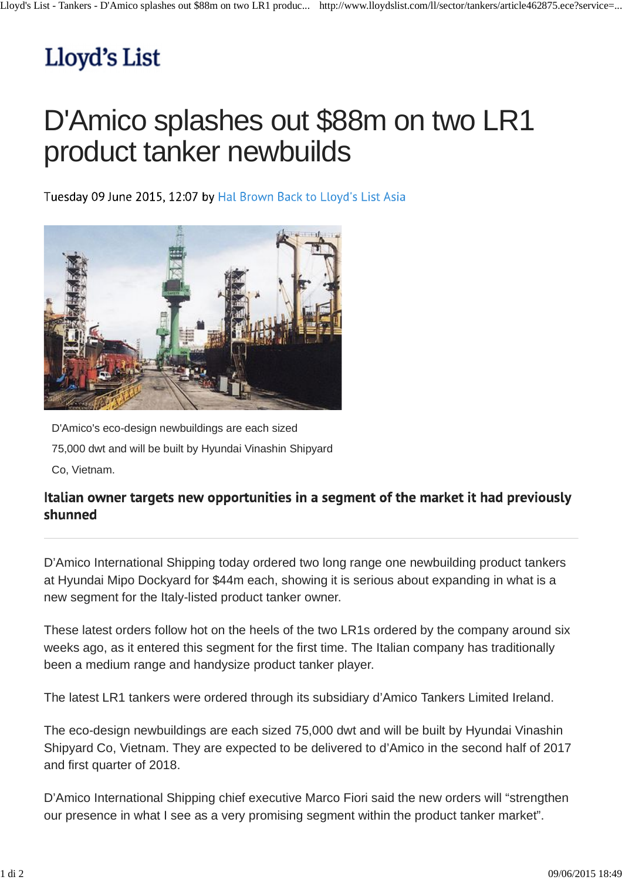# Lloyd's List

# D'Amico splashes out $88m on two LR1 product tanker newbuilds

Tuesday 09 June 2015, 12:07 by Hal Brown Back to Lloyd's List Asia

D'Amico's eco-design newbuildings are each sized 75,000 dwt and will be built by Hyundai Vinashin Shipyard Co, Vietnam.

**Italian owner targets new opportunities in a segment of the market it had previously shunned**

---

D'Amico International Shipping today ordered two long range one newbuilding product tankers at Hyundai Mipo Dockyard for $44m each, showing it is serious about expanding in what is a new segment for the Italy-listed product tanker owner.

These latest orders follow hot on the heels of the two LR1s ordered by the company around six weeks ago, as it entered this segment for the first time. The Italian company has traditionally been a medium range and handysize product tanker player.

The latest LR1 tankers were ordered through its subsidiary d'Amico Tankers Limited Ireland.

The eco-design newbuildings are each sized 75,000 dwt and will be built by Hyundai Vinashin Shipyard Co, Vietnam. They are expected to be delivered to d'Amico in the second half of 2017 and first quarter of 2018.

D'Amico International Shipping chief executive Marco Fiori said the new orders will "strengthen our presence in what I see as a very promising segment within the product tanker market".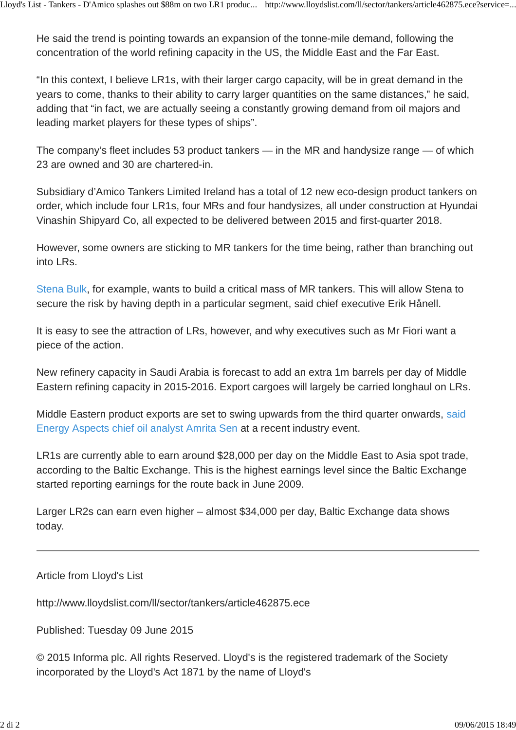He said the trend is pointing towards an expansion of the tonne-mile demand, following the concentration of the world refining capacity in the US, the Middle East and the Far East.

"In this context, I believe LR1s, with their larger cargo capacity, will be in great demand in the years to come, thanks to their ability to carry larger quantities on the same distances," he said, adding that "in fact, we are actually seeing a constantly growing demand from oil majors and leading market players for these types of ships".

The company's fleet includes 53 product tankers — in the MR and handysize range — of which 23 are owned and 30 are chartered-in.

Subsidiary d'Amico Tankers Limited Ireland has a total of 12 new eco-design product tankers on order, which include four LR1s, four MRs and four handysizes, all under construction at Hyundai Vinashin Shipyard Co, all expected to be delivered between 2015 and first-quarter 2018.

However, some owners are sticking to MR tankers for the time being, rather than branching out into LRs.

Stena Bulk, for example, wants to build a critical mass of MR tankers. This will allow Stena to secure the risk by having depth in a particular segment, said chief executive Erik Hånell.

It is easy to see the attraction of LRs, however, and why executives such as Mr Fiori want a piece of the action.

New refinery capacity in Saudi Arabia is forecast to add an extra 1m barrels per day of Middle Eastern refining capacity in 2015-2016. Export cargoes will largely be carried longhaul on LRs.

Middle Eastern product exports are set to swing upwards from the third quarter onwards, said Energy Aspects chief oil analyst Amrita Sen at a recent industry event.

LR1s are currently able to earn around $28,000 per day on the Middle East to Asia spot trade, according to the Baltic Exchange. This is the highest earnings level since the Baltic Exchange started reporting earnings for the route back in June 2009.

Larger LR2s can earn even higher – almost $34,000 per day, Baltic Exchange data shows today.

---

Article from Lloyd's List

http://www.lloydslist.com/ll/sector/tankers/article462875.ece

Published: Tuesday 09 June 2015

© 2015 Informa plc. All rights Reserved. Lloyd's is the registered trademark of the Society incorporated by the Lloyd's Act 1871 by the name of Lloyd's